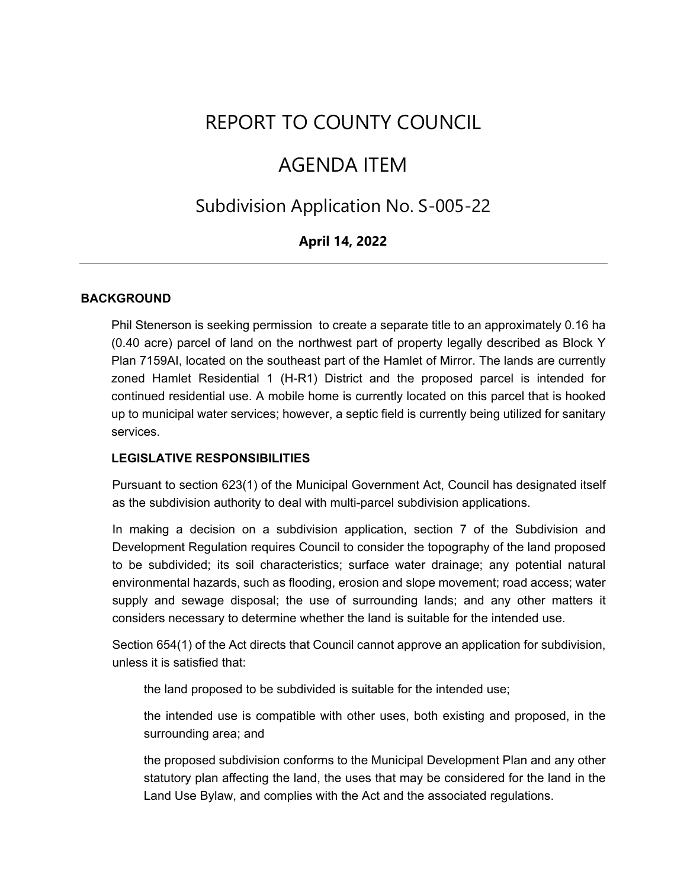# REPORT TO COUNTY COUNCIL

# AGENDA ITEM

## Subdivision Application No. S-005-22

**April 14, 2022**

---

### BACKGROUND

Phil Stenerson is seeking permission to create a separate title to an approximately 0.16 ha (0.40 acre) parcel of land on the northwest part of property legally described as Block Y Plan 7159AI, located on the southeast part of the Hamlet of Mirror. The lands are currently zoned Hamlet Residential 1 (H-R1) District and the proposed parcel is intended for continued residential use. A mobile home is currently located on this parcel that is hooked up to municipal water services; however, a septic field is currently being utilized for sanitary services.

#### LEGISLATIVE RESPONSIBILITIES

Pursuant to section 623(1) of the Municipal Government Act, Council has designated itself as the subdivision authority to deal with multi-parcel subdivision applications.

In making a decision on a subdivision application, section 7 of the Subdivision and Development Regulation requires Council to consider the topography of the land proposed to be subdivided; its soil characteristics; surface water drainage; any potential natural environmental hazards, such as flooding, erosion and slope movement; road access; water supply and sewage disposal; the use of surrounding lands; and any other matters it considers necessary to determine whether the land is suitable for the intended use.

Section 654(1) of the Act directs that Council cannot approve an application for subdivision, unless it is satisfied that:

the land proposed to be subdivided is suitable for the intended use;

the intended use is compatible with other uses, both existing and proposed, in the surrounding area; and

the proposed subdivision conforms to the Municipal Development Plan and any other statutory plan affecting the land, the uses that may be considered for the land in the Land Use Bylaw, and complies with the Act and the associated regulations.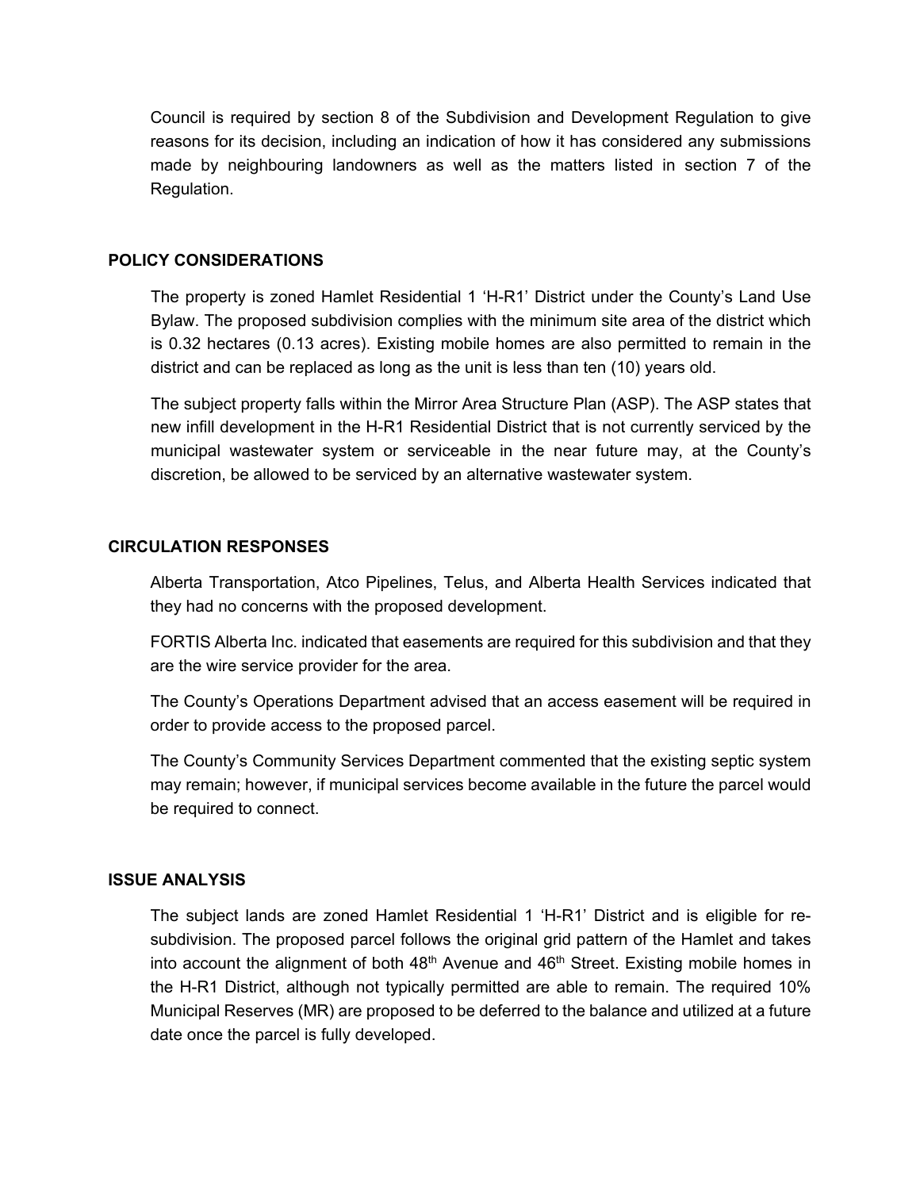Council is required by section 8 of the Subdivision and Development Regulation to give reasons for its decision, including an indication of how it has considered any submissions made by neighbouring landowners as well as the matters listed in section 7 of the Regulation.

## POLICY CONSIDERATIONS

The property is zoned Hamlet Residential 1 'H-R1' District under the County's Land Use Bylaw. The proposed subdivision complies with the minimum site area of the district which is 0.32 hectares (0.13 acres). Existing mobile homes are also permitted to remain in the district and can be replaced as long as the unit is less than ten (10) years old.

The subject property falls within the Mirror Area Structure Plan (ASP). The ASP states that new infill development in the H-R1 Residential District that is not currently serviced by the municipal wastewater system or serviceable in the near future may, at the County's discretion, be allowed to be serviced by an alternative wastewater system.

## CIRCULATION RESPONSES

Alberta Transportation, Atco Pipelines, Telus, and Alberta Health Services indicated that they had no concerns with the proposed development.

FORTIS Alberta Inc. indicated that easements are required for this subdivision and that they are the wire service provider for the area.

The County's Operations Department advised that an access easement will be required in order to provide access to the proposed parcel.

The County's Community Services Department commented that the existing septic system may remain; however, if municipal services become available in the future the parcel would be required to connect.

## ISSUE ANALYSIS

The subject lands are zoned Hamlet Residential 1 'H-R1' District and is eligible for re-subdivision. The proposed parcel follows the original grid pattern of the Hamlet and takes into account the alignment of both 48th Avenue and 46th Street. Existing mobile homes in the H-R1 District, although not typically permitted are able to remain. The required 10% Municipal Reserves (MR) are proposed to be deferred to the balance and utilized at a future date once the parcel is fully developed.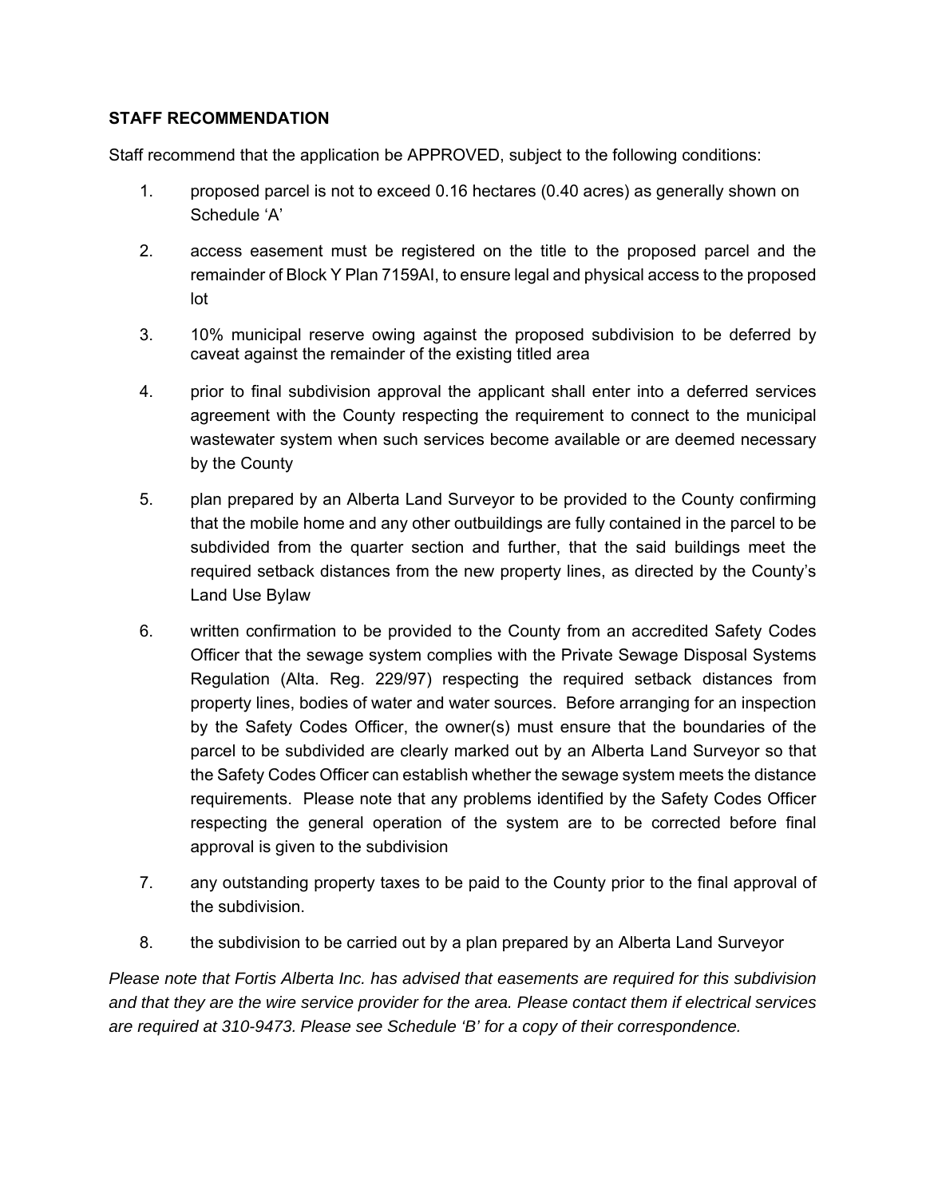**STAFF RECOMMENDATION**

Staff recommend that the application be APPROVED, subject to the following conditions:

1. proposed parcel is not to exceed 0.16 hectares (0.40 acres) as generally shown on Schedule 'A'

2. access easement must be registered on the title to the proposed parcel and the remainder of Block Y Plan 7159AI, to ensure legal and physical access to the proposed lot

3. 10% municipal reserve owing against the proposed subdivision to be deferred by caveat against the remainder of the existing titled area

4. prior to final subdivision approval the applicant shall enter into a deferred services agreement with the County respecting the requirement to connect to the municipal wastewater system when such services become available or are deemed necessary by the County

5. plan prepared by an Alberta Land Surveyor to be provided to the County confirming that the mobile home and any other outbuildings are fully contained in the parcel to be subdivided from the quarter section and further, that the said buildings meet the required setback distances from the new property lines, as directed by the County's Land Use Bylaw

6. written confirmation to be provided to the County from an accredited Safety Codes Officer that the sewage system complies with the Private Sewage Disposal Systems Regulation (Alta. Reg. 229/97) respecting the required setback distances from property lines, bodies of water and water sources. Before arranging for an inspection by the Safety Codes Officer, the owner(s) must ensure that the boundaries of the parcel to be subdivided are clearly marked out by an Alberta Land Surveyor so that the Safety Codes Officer can establish whether the sewage system meets the distance requirements. Please note that any problems identified by the Safety Codes Officer respecting the general operation of the system are to be corrected before final approval is given to the subdivision

7. any outstanding property taxes to be paid to the County prior to the final approval of the subdivision.

8. the subdivision to be carried out by a plan prepared by an Alberta Land Surveyor

*Please note that Fortis Alberta Inc. has advised that easements are required for this subdivision and that they are the wire service provider for the area. Please contact them if electrical services are required at 310-9473. Please see Schedule 'B' for a copy of their correspondence.*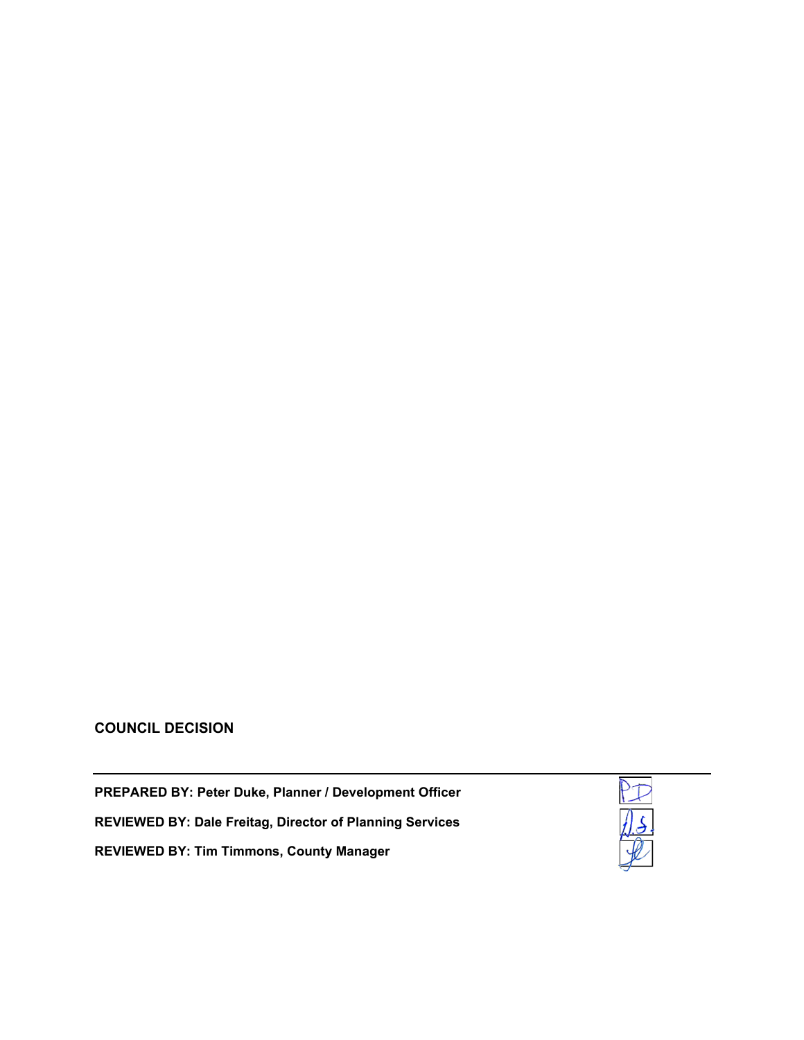**COUNCIL DECISION**

---

**PREPARED BY: Peter Duke, Planner / Development Officer**

**REVIEWED BY: Dale Freitag, Director of Planning Services**

**REVIEWED BY: Tim Timmons, County Manager**